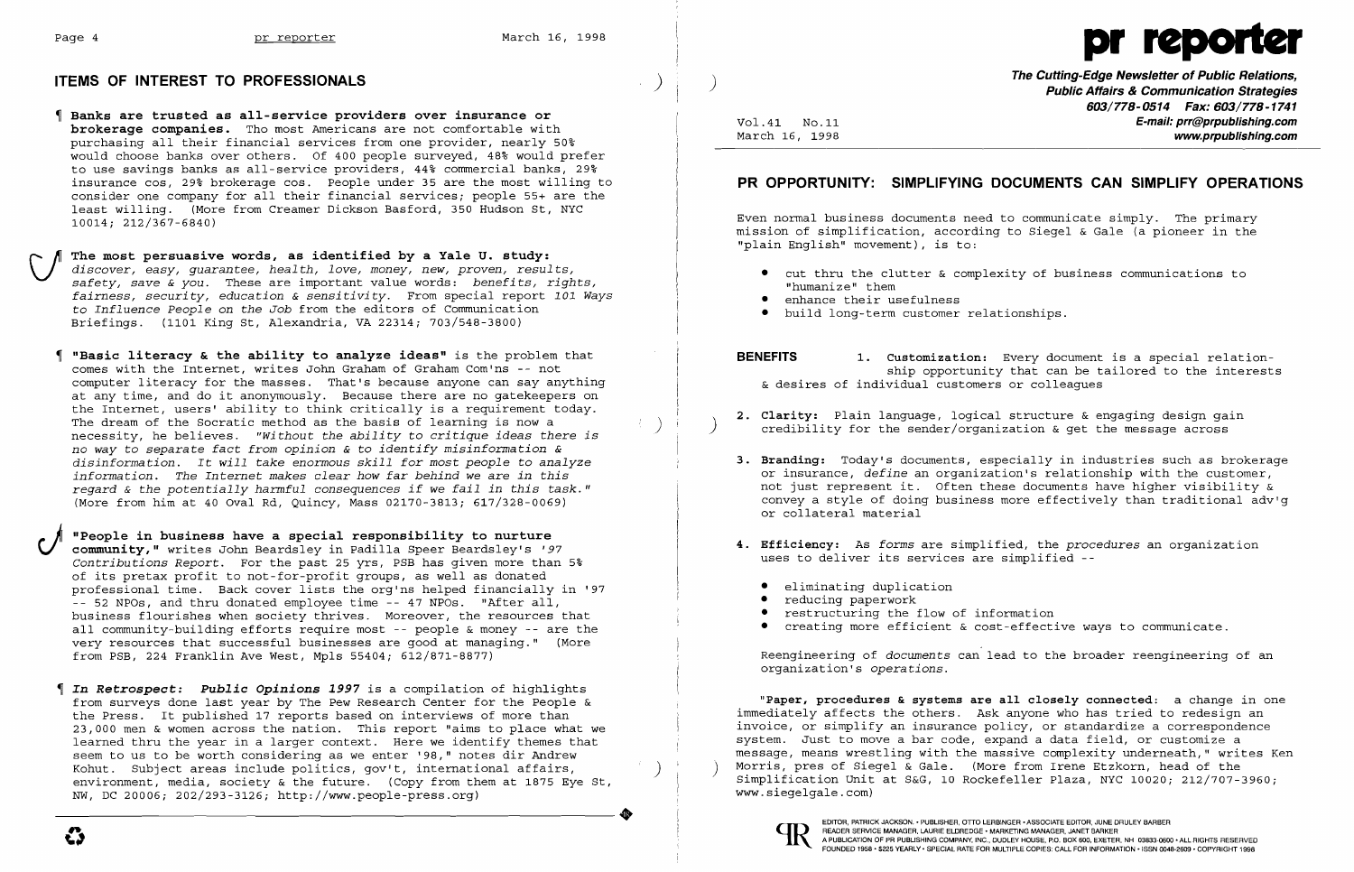## ITEMS OF INTEREST TO PROFESSIONALS

¶ **Banks are trusted as all-service providers over insurance or brokerage companies.** Tho most Americans are not comfortable with purchasing all their financial services from one provider, nearly 50% would choose banks over others. Of 400 people surveyed, 48% would prefer to use savings banks as all-service providers, 44% commercial banks, 29% insurance cos, 29% brokerage cos. People under 35 are the most willing to consider one company for all their financial services; people 55+ are the least willing. (More from Creamer Dickson Basford, 350 Hudson St, NYC 10014; 212/367-6840)

¶ **The most persuasive words, as identified by a Yale U. study:** *discover, easy, guarantee, health, love, money, new, proven, results, safety, save & you.* These are important value words: *benefits, rights, fairness, security, education & sensitivity.* From special report *101 Ways to Influence People on the Job* from the editors of Communication Briefings. (1101 King St, Alexandria, VA 22314; 703/548-3800)

¶ **"Basic literacy & the ability to analyze ideas"** is the problem that comes with the Internet, writes John Graham of Graham Com'ns -- not computer literacy for the masses. That's because anyone can say anything at any time, and do it anonymously. Because there are no gatekeepers on the Internet, users' ability to think critically is a requirement today. The dream of the Socratic method as the basis of learning is now a necessity, he believes. *"Without the ability to critique ideas there is no way to separate fact from opinion & to identify misinformation & disinformation. It will take enormous skill for most people to analyze information. The Internet makes clear how far behind we are in this regard & the potentially harmful consequences if we fail in this task."* (More from him at 40 Oval Rd, Quincy, Mass 02170-3813; 617/328-0069)

¶ **"People in business have a special responsibility to nurture community,"** writes John Beardsley in Padilla Speer Beardsley's *'97 Contributions Report.* For the past 25 yrs, PSB has given more than 5% of its pretax profit to not-for-profit groups, as well as donated professional time. Back cover lists the org'ns helped financially in '97 -- 52 NPOs, and thru donated employee time -- 47 NPOs. "After all, business flourishes when society thrives. Moreover, the resources that all community-building efforts require most -- people & money -- are the very resources that successful businesses are good at managing." (More from PSB, 224 Franklin Ave West, Mpls 55404; 612/871-8877)

¶ ***In Retrospect: Public Opinions 1997*** is a compilation of highlights from surveys done last year by The Pew Research Center for the People & the Press. It published 17 reports based on interviews of more than 23,000 men & women across the nation. This report "aims to place what we learned thru the year in a larger context. Here we identify themes that seem to us to be worth considering as we enter '98," notes dir Andrew Kohut. Subject areas include politics, gov't, international affairs, environment, media, society & the future. (Copy from them at 1875 Eye St, NW, DC 20006; 202/293-3126; http://www.people-press.org)

# pr reporter

**The Cutting-Edge Newsletter of Public Relations, Public Affairs & Communication Strategies**
**603/778-0514 Fax: 603/778-1741**
**E-mail: prr@prpublishing.com**
**www.prpublishing.com**

Vol.41 No.11
March 16, 1998

## PR OPPORTUNITY: SIMPLIFYING DOCUMENTS CAN SIMPLIFY OPERATIONS

Even normal business documents need to communicate simply. The primary mission of simplification, according to Siegel & Gale (a pioneer in the "plain English" movement), is to:

- cut thru the clutter & complexity of business communications to "humanize" them
- enhance their usefulness
- build long-term customer relationships.

**BENEFITS**

1. **Customization:** Every document is a special relationship opportunity that can be tailored to the interests & desires of individual customers or colleagues

2. **Clarity:** Plain language, logical structure & engaging design gain credibility for the sender/organization & get the message across

3. **Branding:** Today's documents, especially in industries such as brokerage or insurance, *define* an organization's relationship with the customer, not just represent it. Often these documents have higher visibility & convey a style of doing business more effectively than traditional adv'g or collateral material

4. **Efficiency:** As *forms* are simplified, the *procedures* an organization uses to deliver its services are simplified --

   - eliminating duplication
   - reducing paperwork
   - restructuring the flow of information
   - creating more efficient & cost-effective ways to communicate.

Reengineering of *documents* can lead to the broader reengineering of an organization's *operations.*

**"Paper, procedures & systems are all closely connected:** a change in one immediately affects the others. Ask anyone who has tried to redesign an invoice, or simplify an insurance policy, or standardize a correspondence system. Just to move a bar code, expand a data field, or customize a message, means wrestling with the massive complexity underneath," writes Ken Morris, pres of Siegel & Gale. (More from Irene Etzkorn, head of the Simplification Unit at S&G, 10 Rockefeller Plaza, NYC 10020; 212/707-3960; www.siegelgale.com)

EDITOR, PATRICK JACKSON. • PUBLISHER, OTTO LERBINGER • ASSOCIATE EDITOR, JUNE DRULEY BARBER
READER SERVICE MANAGER, LAURIE ELDREDGE • MARKETING MANAGER, JANET BARKER
A PUBLICATION OF PR PUBLISHING COMPANY, INC., DUDLEY HOUSE, P.O. BOX 600, EXETER, NH 03833-0600 • ALL RIGHTS RESERVED
FOUNDED 1958 • $225 YEARLY • SPECIAL RATE FOR MULTIPLE COPIES: CALL FOR INFORMATION • ISSN 0048-2609 • COPYRIGHT 1998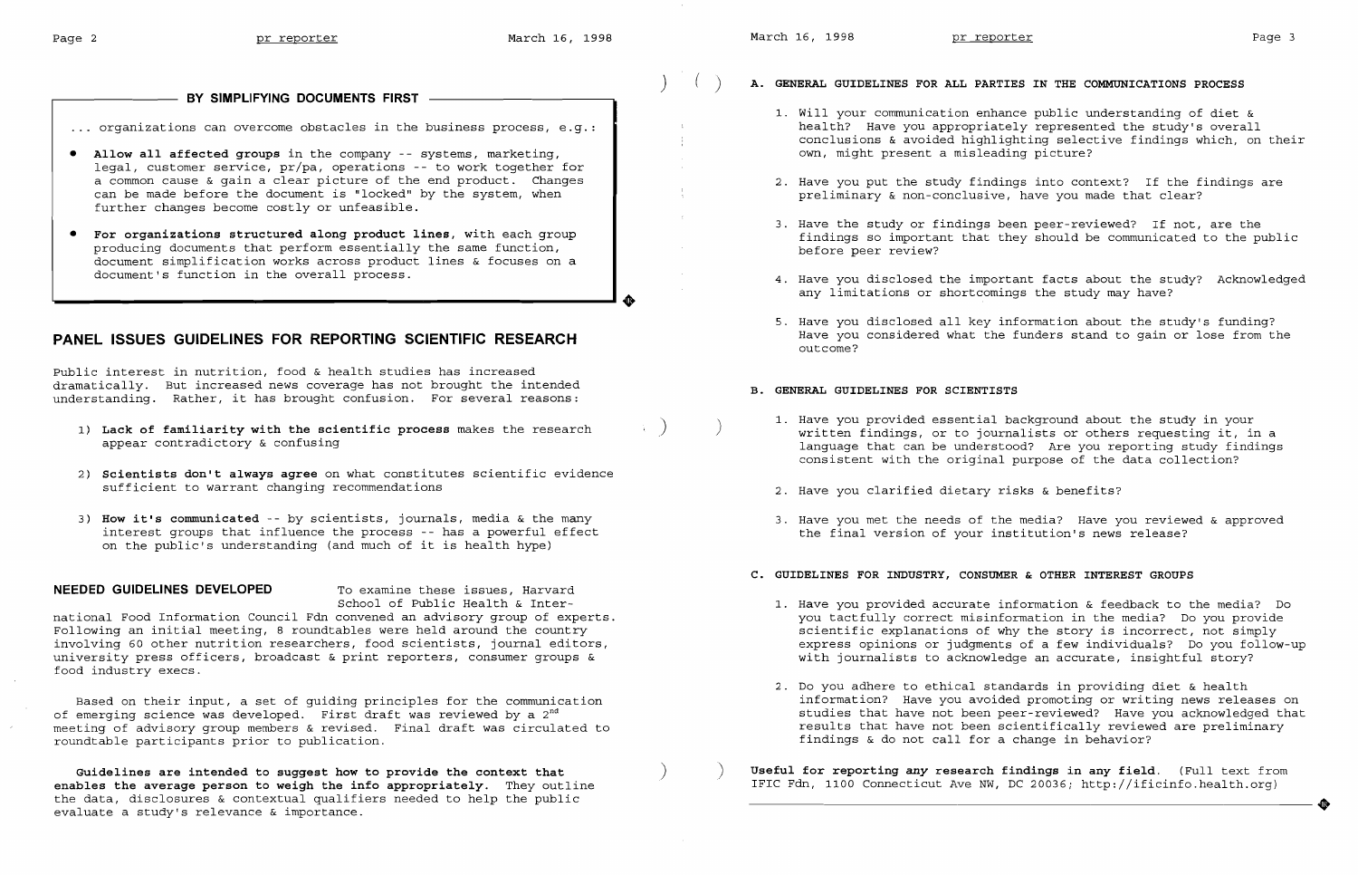## BY SIMPLIFYING DOCUMENTS FIRST

... organizations can overcome obstacles in the business process, e.g.:

- **Allow all affected groups** in the company -- systems, marketing, legal, customer service, pr/pa, operations -- to work together for a common cause & gain a clear picture of the end product. Changes can be made before the document is "locked" by the system, when further changes become costly or unfeasible.
- **For organizations structured along product lines**, with each group producing documents that perform essentially the same function, document simplification works across product lines & focuses on a document's function in the overall process.

## PANEL ISSUES GUIDELINES FOR REPORTING SCIENTIFIC RESEARCH

Public interest in nutrition, food & health studies has increased dramatically. But increased news coverage has not brought the intended understanding. Rather, it has brought confusion. For several reasons:

1) **Lack of familiarity with the scientific process** makes the research appear contradictory & confusing
2) **Scientists don't always agree** on what constitutes scientific evidence sufficient to warrant changing recommendations
3) **How it's communicated** -- by scientists, journals, media & the many interest groups that influence the process -- has a powerful effect on the public's understanding (and much of it is health hype)

**NEEDED GUIDELINES DEVELOPED** To examine these issues, Harvard School of Public Health & International Food Information Council Fdn convened an advisory group of experts. Following an initial meeting, 8 roundtables were held around the country involving 60 other nutrition researchers, food scientists, journal editors, university press officers, broadcast & print reporters, consumer groups & food industry execs.

Based on their input, a set of guiding principles for the communication of emerging science was developed. First draft was reviewed by a 2nd meeting of advisory group members & revised. Final draft was circulated to roundtable participants prior to publication.

**Guidelines are intended to suggest how to provide the context that enables the average person to weigh the info appropriately.** They outline the data, disclosures & contextual qualifiers needed to help the public evaluate a study's relevance & importance.

### A. GENERAL GUIDELINES FOR ALL PARTIES IN THE COMMUNICATIONS PROCESS

1. Will your communication enhance public understanding of diet & health? Have you appropriately represented the study's overall conclusions & avoided highlighting selective findings which, on their own, might present a misleading picture?
2. Have you put the study findings into context? If the findings are preliminary & non-conclusive, have you made that clear?
3. Have the study or findings been peer-reviewed? If not, are the findings so important that they should be communicated to the public before peer review?
4. Have you disclosed the important facts about the study? Acknowledged any limitations or shortcomings the study may have?
5. Have you disclosed all key information about the study's funding? Have you considered what the funders stand to gain or lose from the outcome?

### B. GENERAL GUIDELINES FOR SCIENTISTS

1. Have you provided essential background about the study in your written findings, or to journalists or others requesting it, in a language that can be understood? Are you reporting study findings consistent with the original purpose of the data collection?
2. Have you clarified dietary risks & benefits?
3. Have you met the needs of the media? Have you reviewed & approved the final version of your institution's news release?

### C. GUIDELINES FOR INDUSTRY, CONSUMER & OTHER INTEREST GROUPS

1. Have you provided accurate information & feedback to the media? Do you tactfully correct misinformation in the media? Do you provide scientific explanations of why the story is incorrect, not simply express opinions or judgments of a few individuals? Do you follow-up with journalists to acknowledge an accurate, insightful story?
2. Do you adhere to ethical standards in providing diet & health information? Have you avoided promoting or writing news releases on studies that have not been peer-reviewed? Have you acknowledged that results that have not been scientifically reviewed are preliminary findings & do not call for a change in behavior?

**Useful for reporting any research findings in any field**. (Full text from IFIC Fdn, 1100 Connecticut Ave NW, DC 20036; http://ificinfo.health.org)